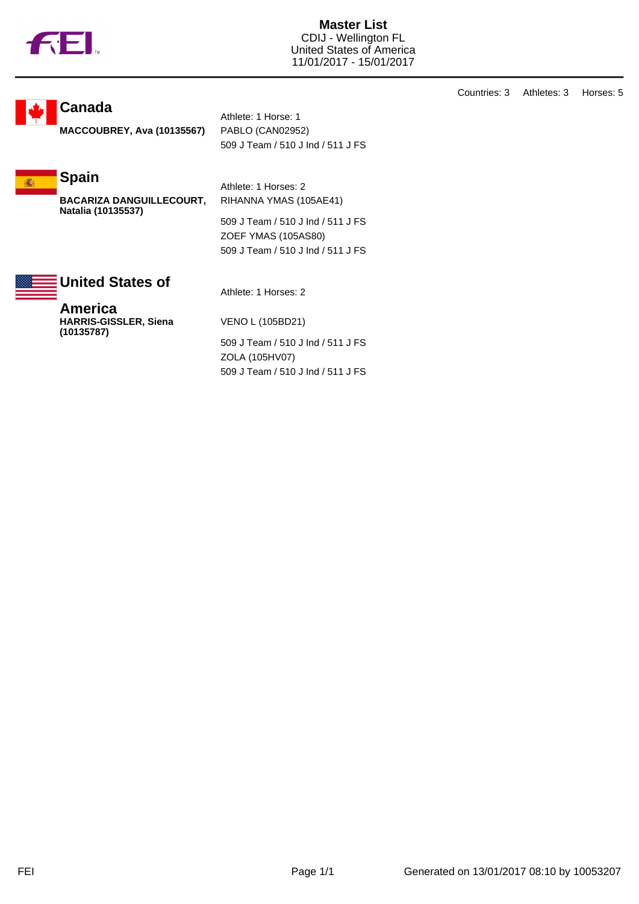# Master List

CDIJ - Wellington FL
United States of America
11/01/2017 - 15/01/2017

Countries: 3 Athletes: 3 Horses: 5

## Canada

**MACCOUBREY, Ava (10135567)**

Athlete: 1 Horse: 1

PABLO (CAN02952)
509 J Team / 510 J Ind / 511 J FS

## Spain

**BACARIZA DANGUILLECOURT, Natalia (10135537)**

Athlete: 1 Horses: 2

RIHANNA YMAS (105AE41)
509 J Team / 510 J Ind / 511 J FS

ZOEF YMAS (105AS80)
509 J Team / 510 J Ind / 511 J FS

## United States of America

**HARRIS-GISSLER, Siena (10135787)**

Athlete: 1 Horses: 2

VENO L (105BD21)
509 J Team / 510 J Ind / 511 J FS

ZOLA (105HV07)
509 J Team / 510 J Ind / 511 J FS

Generated on 13/01/2017 08:10 by 10053207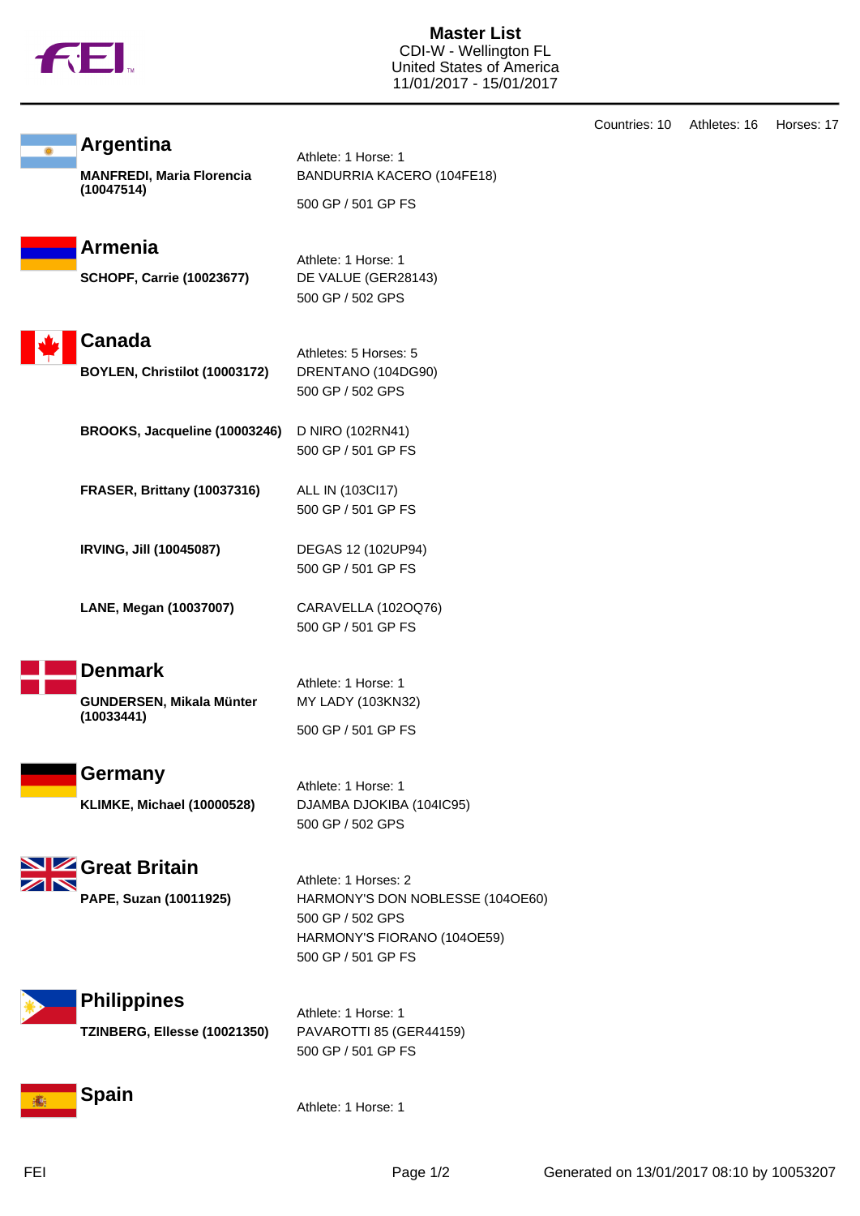# Master List

CDI-W - Wellington FL
United States of America
11/01/2017 - 15/01/2017

Countries: 10 Athletes: 16 Horses: 17

## Argentina

**MANFREDI, Maria Florencia (10047514)**

Athlete: 1 Horse: 1
BANDURRIA KACERO (104FE18)
500 GP / 501 GP FS

## Armenia

**SCHOPF, Carrie (10023677)**

Athlete: 1 Horse: 1
DE VALUE (GER28143)
500 GP / 502 GPS

## Canada

Athletes: 5 Horses: 5

**BOYLEN, Christilot (10003172)**

DRENTANO (104DG90)
500 GP / 502 GPS

**BROOKS, Jacqueline (10003246)**

D NIRO (102RN41)
500 GP / 501 GP FS

**FRASER, Brittany (10037316)**

ALL IN (103CI17)
500 GP / 501 GP FS

**IRVING, Jill (10045087)**

DEGAS 12 (102UP94)
500 GP / 501 GP FS

**LANE, Megan (10037007)**

CARAVELLA (102OQ76)
500 GP / 501 GP FS

## Denmark

**GUNDERSEN, Mikala Münter (10033441)**

Athlete: 1 Horse: 1
MY LADY (103KN32)
500 GP / 501 GP FS

## Germany

**KLIMKE, Michael (10000528)**

Athlete: 1 Horse: 1
DJAMBA DJOKIBA (104IC95)
500 GP / 502 GPS

## Great Britain

**PAPE, Suzan (10011925)**

Athlete: 1 Horses: 2
HARMONY'S DON NOBLESSE (104OE60)
500 GP / 502 GPS
HARMONY'S FIORANO (104OE59)
500 GP / 501 GP FS

## Philippines

**TZINBERG, Ellesse (10021350)**

Athlete: 1 Horse: 1
PAVAROTTI 85 (GER44159)
500 GP / 501 GP FS

## Spain

Athlete: 1 Horse: 1

Generated on 13/01/2017 08:10 by 10053207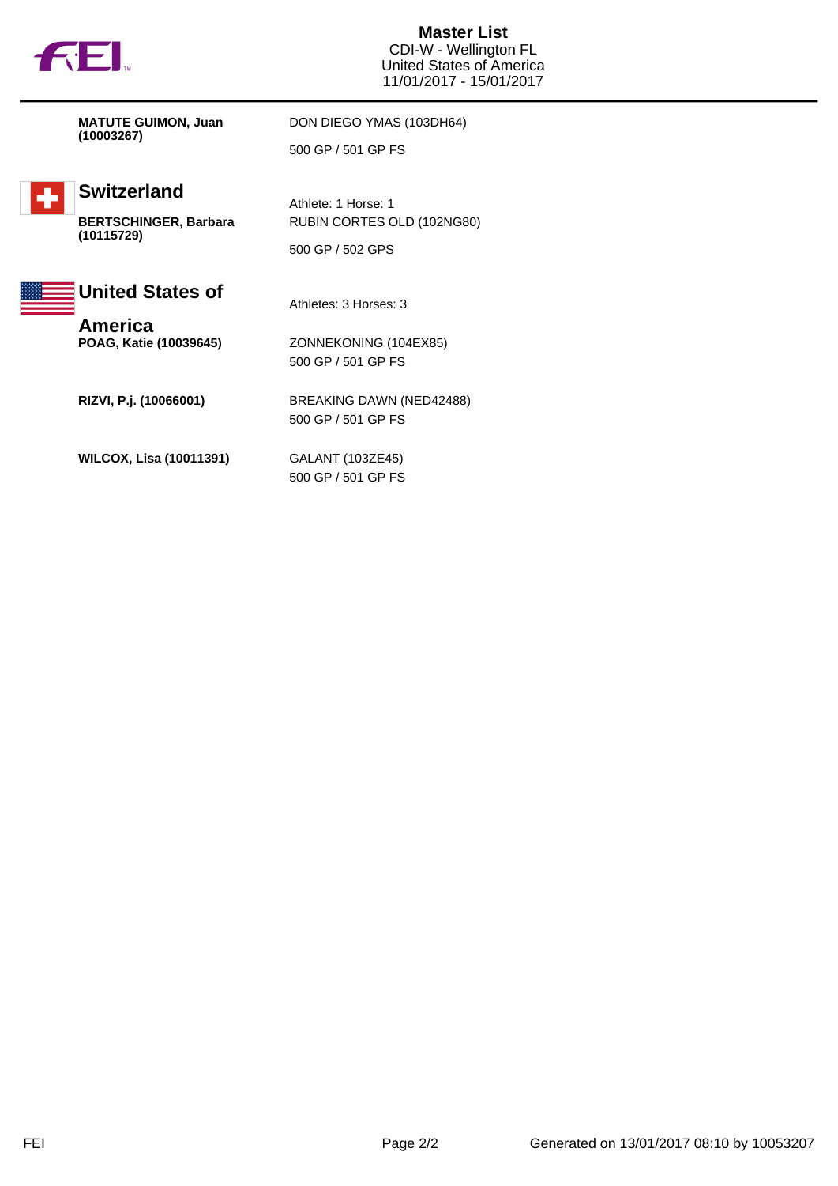**Master List**
CDI-W - Wellington FL
United States of America
11/01/2017 - 15/01/2017

| | |
|---|---|
| **MATUTE GUIMON, Juan (10003267)** | DON DIEGO YMAS (103DH64)<br>500 GP / 501 GP FS |

## Switzerland

Athlete: 1 Horse: 1

| | |
|---|---|
| **BERTSCHINGER, Barbara (10115729)** | RUBIN CORTES OLD (102NG80)<br>500 GP / 502 GPS |

## United States of America

Athletes: 3 Horses: 3

| | |
|---|---|
| **POAG, Katie (10039645)** | ZONNEKONING (104EX85)<br>500 GP / 501 GP FS |
| **RIZVI, P.j. (10066001)** | BREAKING DAWN (NED42488)<br>500 GP / 501 GP FS |
| **WILCOX, Lisa (10011391)** | GALANT (103ZE45)<br>500 GP / 501 GP FS |

Generated on 13/01/2017 08:10 by 10053207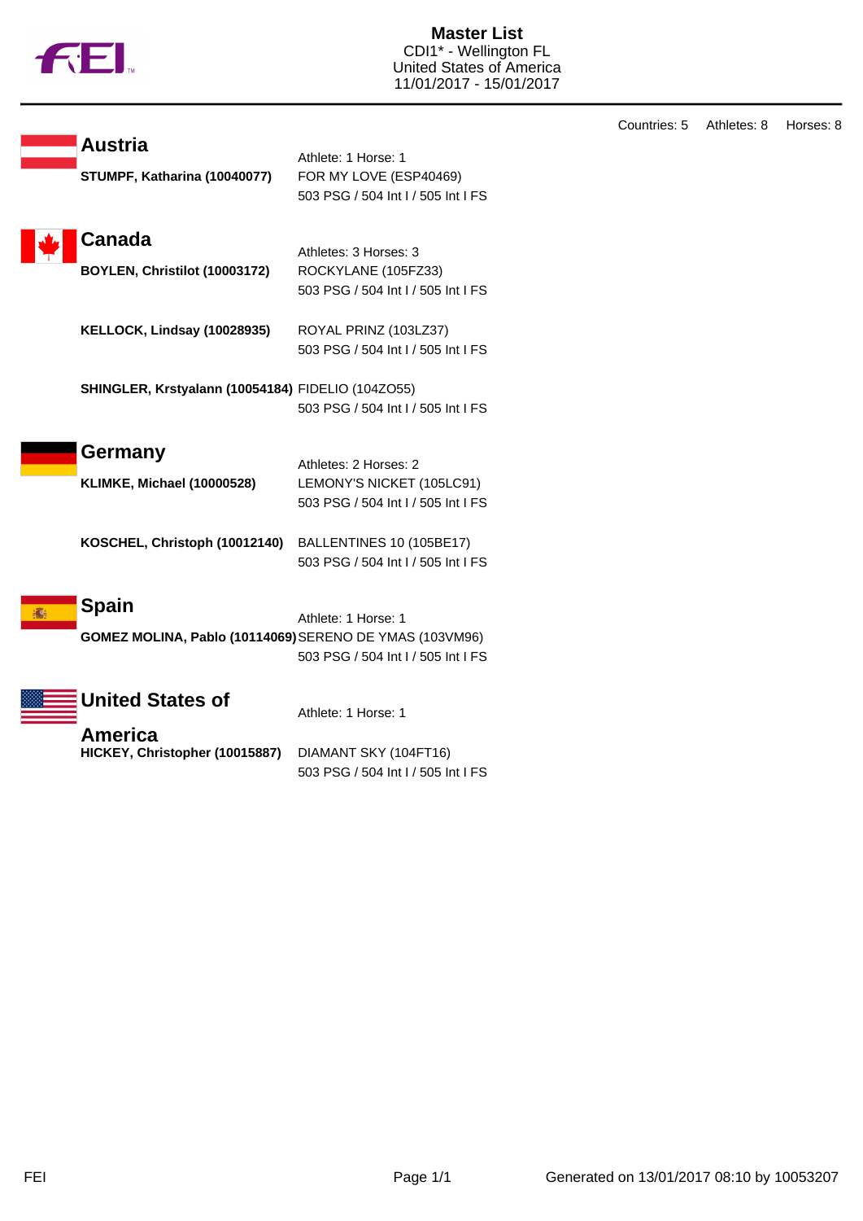# Master List

CDI1* - Wellington FL
United States of America
11/01/2017 - 15/01/2017

Countries: 5 Athletes: 8 Horses: 8

## Austria

Athlete: 1 Horse: 1

**STUMPF, Katharina (10040077)** FOR MY LOVE (ESP40469)
503 PSG / 504 Int I / 505 Int I FS

## Canada

Athletes: 3 Horses: 3

**BOYLEN, Christilot (10003172)** ROCKYLANE (105FZ33)
503 PSG / 504 Int I / 505 Int I FS

**KELLOCK, Lindsay (10028935)** ROYAL PRINZ (103LZ37)
503 PSG / 504 Int I / 505 Int I FS

**SHINGLER, Krstyalann (10054184)** FIDELIO (104ZO55)
503 PSG / 504 Int I / 505 Int I FS

## Germany

Athletes: 2 Horses: 2

**KLIMKE, Michael (10000528)** LEMONY'S NICKET (105LC91)
503 PSG / 504 Int I / 505 Int I FS

**KOSCHEL, Christoph (10012140)** BALLENTINES 10 (105BE17)
503 PSG / 504 Int I / 505 Int I FS

## Spain

Athlete: 1 Horse: 1

**GOMEZ MOLINA, Pablo (10114069)** SERENO DE YMAS (103VM96)
503 PSG / 504 Int I / 505 Int I FS

## United States of America

Athlete: 1 Horse: 1

**HICKEY, Christopher (10015887)** DIAMANT SKY (104FT16)
503 PSG / 504 Int I / 505 Int I FS

Generated on 13/01/2017 08:10 by 10053207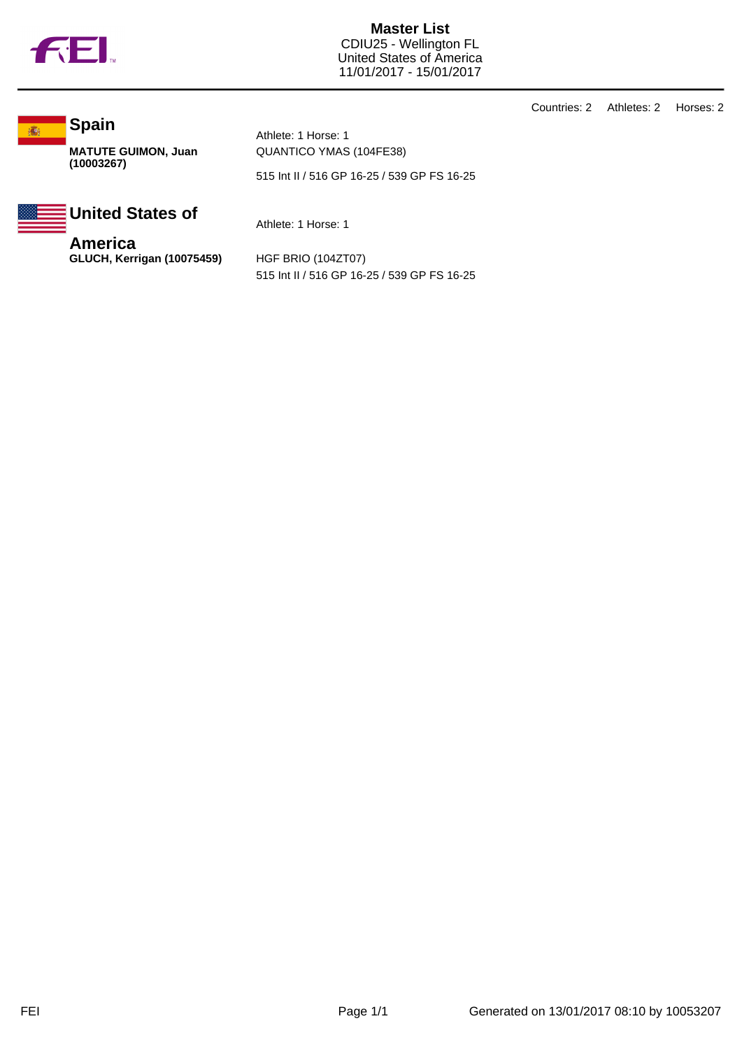# Master List

CDIU25 - Wellington FL
United States of America
11/01/2017 - 15/01/2017

Countries: 2 Athletes: 2 Horses: 2

## Spain

**MATUTE GUIMON, Juan (10003267)**

Athlete: 1 Horse: 1

QUANTICO YMAS (104FE38)

515 Int II / 516 GP 16-25 / 539 GP FS 16-25

## United States of America

**GLUCH, Kerrigan (10075459)**

Athlete: 1 Horse: 1

HGF BRIO (104ZT07)

515 Int II / 516 GP 16-25 / 539 GP FS 16-25

Generated on 13/01/2017 08:10 by 10053207